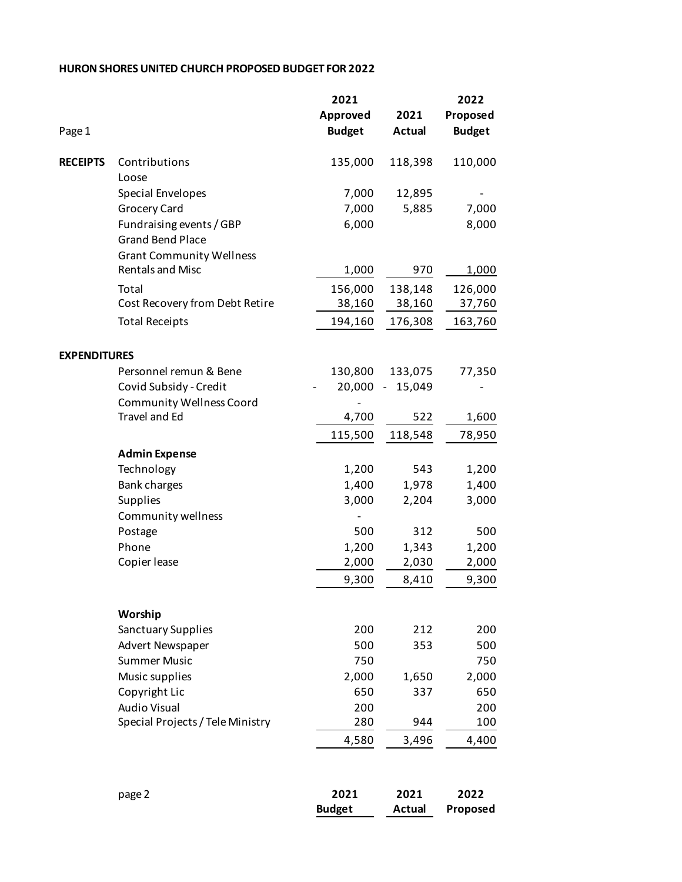**HURON SHORES UNITED CHURCH PROPOSED BUDGET FOR 2022**

| Page 1 | | 2021 Approved Budget | 2021 Actual | 2022 Proposed Budget |
|---|---|---|---|---|
| **RECEIPTS** | Contributions | 135,000 | 118,398 | 110,000 |
| | Loose | | | |
| | Special Envelopes | 7,000 | 12,895 | - |
| | Grocery Card | 7,000 | 5,885 | 7,000 |
| | Fundraising events / GBP | 6,000 | | 8,000 |
| | Grand Bend Place | | | |
| | Grant Community Wellness | | | |
| | Rentals and Misc | 1,000 | 970 | 1,000 |
| | Total | 156,000 | 138,148 | 126,000 |
| | Cost Recovery from Debt Retire | 38,160 | 38,160 | 37,760 |
| | Total Receipts | 194,160 | 176,308 | 163,760 |
| **EXPENDITURES** | | | | |
| | Personnel remun & Bene | 130,800 | 133,075 | 77,350 |
| | Covid Subsidy - Credit | - 20,000 | - 15,049 | - |
| | Community Wellness Coord | - | | |
| | Travel and Ed | 4,700 | 522 | 1,600 |
| | | 115,500 | 118,548 | 78,950 |
| | **Admin Expense** | | | |
| | Technology | 1,200 | 543 | 1,200 |
| | Bank charges | 1,400 | 1,978 | 1,400 |
| | Supplies | 3,000 | 2,204 | 3,000 |
| | Community wellness | - | | |
| | Postage | 500 | 312 | 500 |
| | Phone | 1,200 | 1,343 | 1,200 |
| | Copier lease | 2,000 | 2,030 | 2,000 |
| | | 9,300 | 8,410 | 9,300 |
| | **Worship** | | | |
| | Sanctuary Supplies | 200 | 212 | 200 |
| | Advert Newspaper | 500 | 353 | 500 |
| | Summer Music | 750 | | 750 |
| | Music supplies | 2,000 | 1,650 | 2,000 |
| | Copyright Lic | 650 | 337 | 650 |
| | Audio Visual | 200 | | 200 |
| | Special Projects / Tele Ministry | 280 | 944 | 100 |
| | | 4,580 | 3,496 | 4,400 |

| page 2 | 2021 Budget | 2021 Actual | 2022 Proposed |
|---|---|---|---|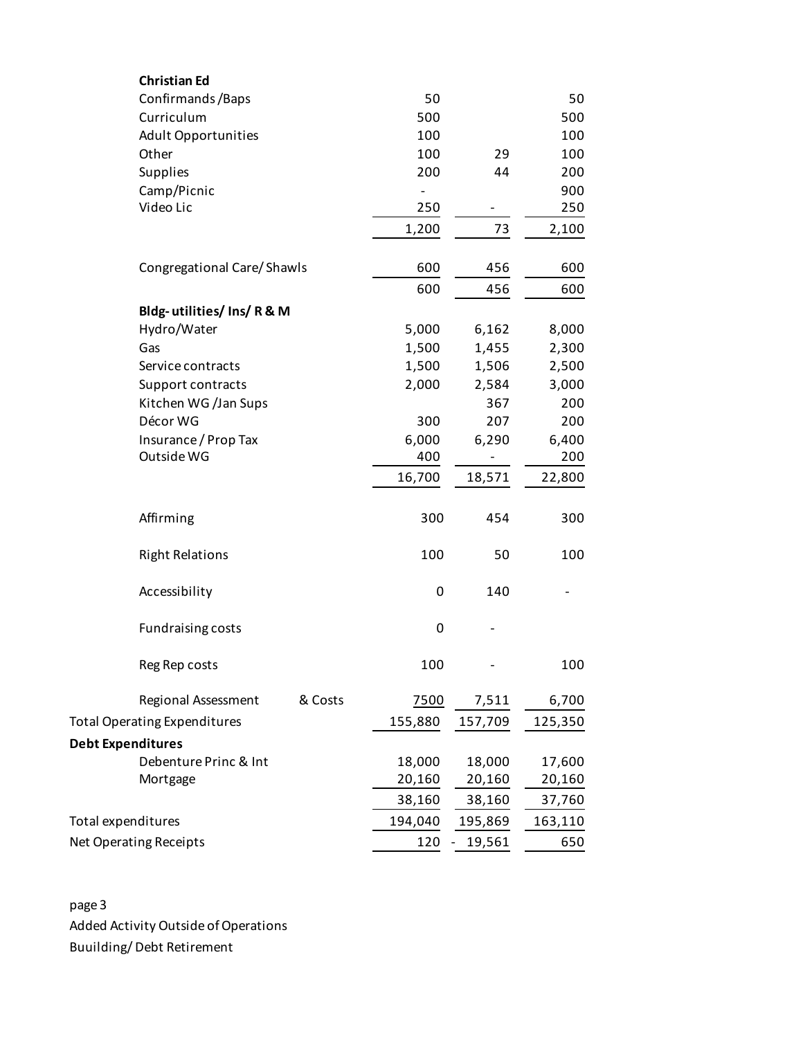| | | | |
|---|---|---|---|
| **Christian Ed** | | | |
| Confirmands /Baps | 50 | | 50 |
| Curriculum | 500 | | 500 |
| Adult Opportunities | 100 | | 100 |
| Other | 100 | 29 | 100 |
| Supplies | 200 | 44 | 200 |
| Camp/Picnic | - | | 900 |
| Video Lic | 250 | - | 250 |
| | 1,200 | 73 | 2,100 |
| Congregational Care/ Shawls | 600 | 456 | 600 |
| | 600 | 456 | 600 |
| **Bldg- utilities/ Ins/ R & M** | | | |
| Hydro/Water | 5,000 | 6,162 | 8,000 |
| Gas | 1,500 | 1,455 | 2,300 |
| Service contracts | 1,500 | 1,506 | 2,500 |
| Support contracts | 2,000 | 2,584 | 3,000 |
| Kitchen WG /Jan Sups | | 367 | 200 |
| Décor WG | 300 | 207 | 200 |
| Insurance / Prop Tax | 6,000 | 6,290 | 6,400 |
| Outside WG | 400 | - | 200 |
| | 16,700 | 18,571 | 22,800 |
| Affirming | 300 | 454 | 300 |
| Right Relations | 100 | 50 | 100 |
| Accessibility | 0 | 140 | - |
| Fundraising costs | 0 | - | |
| Reg Rep costs | 100 | - | 100 |
| Regional Assessment & Costs | 7500 | 7,511 | 6,700 |
| Total Operating Expenditures | 155,880 | 157,709 | 125,350 |
| **Debt Expenditures** | | | |
| Debenture Princ & Int | 18,000 | 18,000 | 17,600 |
| Mortgage | 20,160 | 20,160 | 20,160 |
| | 38,160 | 38,160 | 37,760 |
| Total expenditures | 194,040 | 195,869 | 163,110 |
| Net Operating Receipts | 120 | - 19,561 | 650 |

page 3

Added Activity Outside of Operations

Buuilding/ Debt Retirement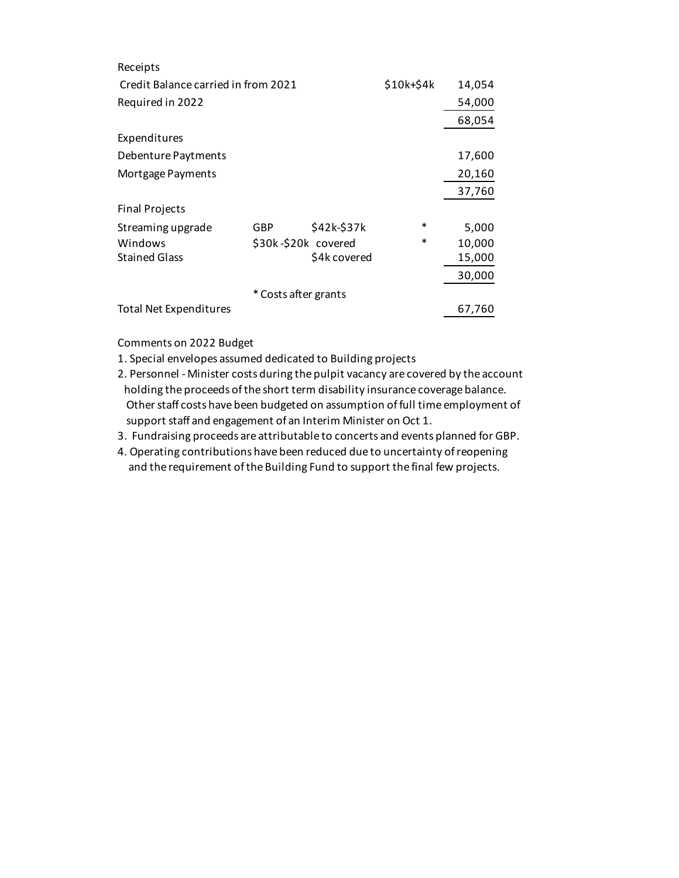| | | | | |
|---|---|---|---|---|
| Receipts | | | | |
| Credit Balance carried in from 2021 | | | $10k+$4k | 14,054 |
| Required in 2022 | | | | 54,000 |
| | | | | 68,054 |
| Expenditures | | | | |
| Debenture Paytments | | | | 17,600 |
| Mortgage Payments | | | | 20,160 |
| | | | | 37,760 |
| Final Projects | | | | |
| Streaming upgrade | GBP | $42k-$37k | * | 5,000 |
| Windows | $30k -$20k | covered | * | 10,000 |
| Stained Glass | | $4k covered | | 15,000 |
| | | | | 30,000 |
| | * Costs after grants | | | |
| Total Net Expenditures | | | | 67,760 |

Comments on 2022 Budget

1. Special envelopes assumed dedicated to Building projects
2. Personnel - Minister costs during the pulpit vacancy are covered by the account holding the proceeds of the short term disability insurance coverage balance. Other staff costs have been budgeted on assumption of full time employment of support staff and engagement of an Interim Minister on Oct 1.
3. Fundraising proceeds are attributable to concerts and events planned for GBP.
4. Operating contributions have been reduced due to uncertainty of reopening and the requirement of the Building Fund to support the final few projects.